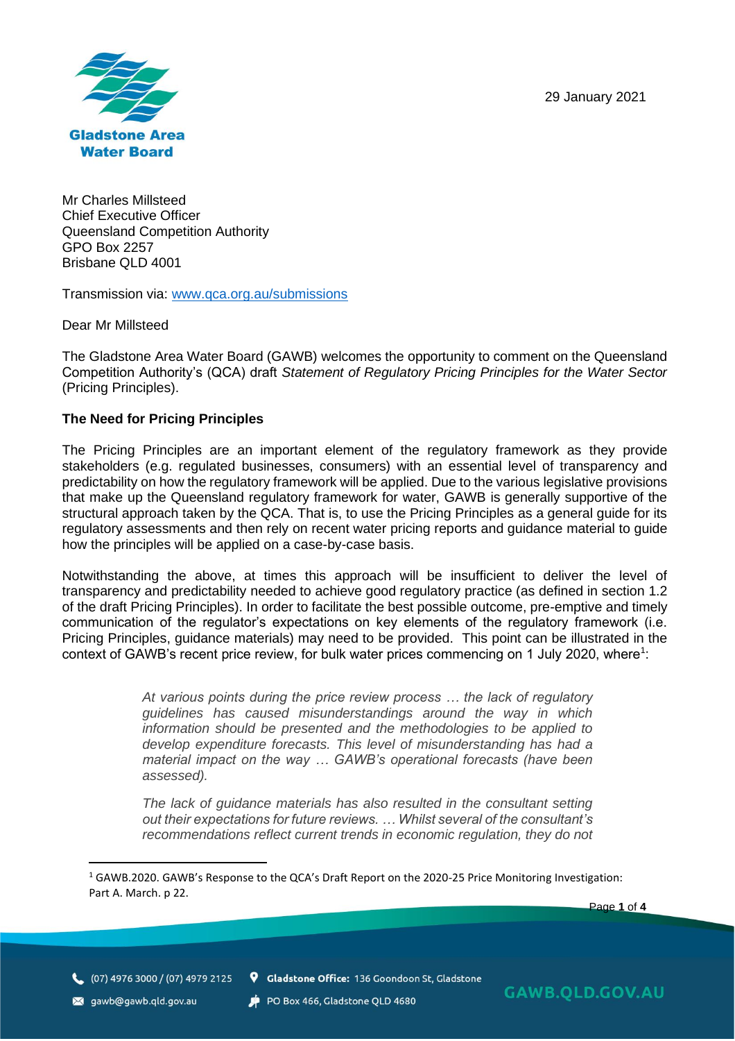Gladstone Area Water Board

29 January 2021

Mr Charles Millsteed
Chief Executive Officer
Queensland Competition Authority
GPO Box 2257
Brisbane QLD 4001

Transmission via: www.qca.org.au/submissions

Dear Mr Millsteed

The Gladstone Area Water Board (GAWB) welcomes the opportunity to comment on the Queensland Competition Authority's (QCA) draft *Statement of Regulatory Pricing Principles for the Water Sector* (Pricing Principles).

**The Need for Pricing Principles**

The Pricing Principles are an important element of the regulatory framework as they provide stakeholders (e.g. regulated businesses, consumers) with an essential level of transparency and predictability on how the regulatory framework will be applied. Due to the various legislative provisions that make up the Queensland regulatory framework for water, GAWB is generally supportive of the structural approach taken by the QCA. That is, to use the Pricing Principles as a general guide for its regulatory assessments and then rely on recent water pricing reports and guidance material to guide how the principles will be applied on a case-by-case basis.

Notwithstanding the above, at times this approach will be insufficient to deliver the level of transparency and predictability needed to achieve good regulatory practice (as defined in section 1.2 of the draft Pricing Principles). In order to facilitate the best possible outcome, pre-emptive and timely communication of the regulator's expectations on key elements of the regulatory framework (i.e. Pricing Principles, guidance materials) may need to be provided. This point can be illustrated in the context of GAWB's recent price review, for bulk water prices commencing on 1 July 2020, where[1]:

> *At various points during the price review process … the lack of regulatory guidelines has caused misunderstandings around the way in which information should be presented and the methodologies to be applied to develop expenditure forecasts. This level of misunderstanding has had a material impact on the way … GAWB's operational forecasts (have been assessed).*
>
> *The lack of guidance materials has also resulted in the consultant setting out their expectations for future reviews. … Whilst several of the consultant's recommendations reflect current trends in economic regulation, they do not*

[1] GAWB.2020. GAWB's Response to the QCA's Draft Report on the 2020-25 Price Monitoring Investigation: Part A. March. p 22.

(07) 4976 3000 / (07) 4979 2125 | **Gladstone Office:** 136 Goondoon St, Gladstone
gawb@gawb.qld.gov.au | PO Box 466, Gladstone QLD 4680
GAWB.QLD.GOV.AU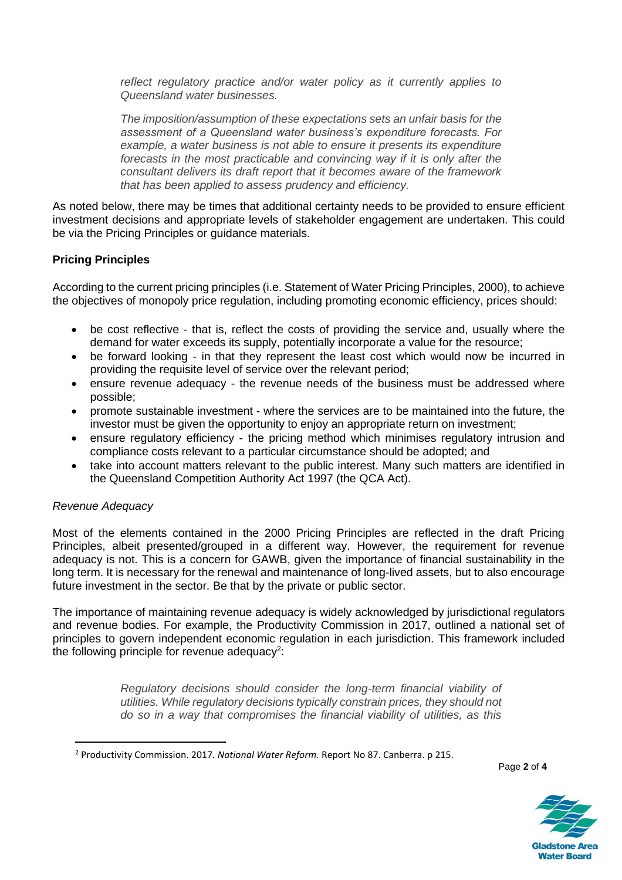> *reflect regulatory practice and/or water policy as it currently applies to Queensland water businesses.*
>
> *The imposition/assumption of these expectations sets an unfair basis for the assessment of a Queensland water business's expenditure forecasts. For example, a water business is not able to ensure it presents its expenditure forecasts in the most practicable and convincing way if it is only after the consultant delivers its draft report that it becomes aware of the framework that has been applied to assess prudency and efficiency.*

As noted below, there may be times that additional certainty needs to be provided to ensure efficient investment decisions and appropriate levels of stakeholder engagement are undertaken. This could be via the Pricing Principles or guidance materials.

**Pricing Principles**

According to the current pricing principles (i.e. Statement of Water Pricing Principles, 2000), to achieve the objectives of monopoly price regulation, including promoting economic efficiency, prices should:

- be cost reflective - that is, reflect the costs of providing the service and, usually where the demand for water exceeds its supply, potentially incorporate a value for the resource;
- be forward looking - in that they represent the least cost which would now be incurred in providing the requisite level of service over the relevant period;
- ensure revenue adequacy - the revenue needs of the business must be addressed where possible;
- promote sustainable investment - where the services are to be maintained into the future, the investor must be given the opportunity to enjoy an appropriate return on investment;
- ensure regulatory efficiency - the pricing method which minimises regulatory intrusion and compliance costs relevant to a particular circumstance should be adopted; and
- take into account matters relevant to the public interest. Many such matters are identified in the Queensland Competition Authority Act 1997 (the QCA Act).

*Revenue Adequacy*

Most of the elements contained in the 2000 Pricing Principles are reflected in the draft Pricing Principles, albeit presented/grouped in a different way. However, the requirement for revenue adequacy is not. This is a concern for GAWB, given the importance of financial sustainability in the long term. It is necessary for the renewal and maintenance of long-lived assets, but to also encourage future investment in the sector. Be that by the private or public sector.

The importance of maintaining revenue adequacy is widely acknowledged by jurisdictional regulators and revenue bodies. For example, the Productivity Commission in 2017, outlined a national set of principles to govern independent economic regulation in each jurisdiction. This framework included the following principle for revenue adequacy[2]:

> *Regulatory decisions should consider the long-term financial viability of utilities. While regulatory decisions typically constrain prices, they should not do so in a way that compromises the financial viability of utilities, as this*

[2] Productivity Commission. 2017. *National Water Reform.* Report No 87. Canberra. p 215.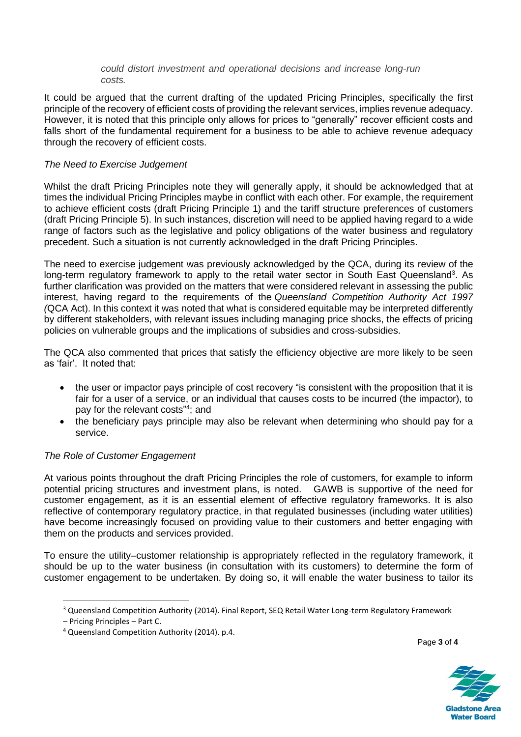> *could distort investment and operational decisions and increase long-run costs.*

It could be argued that the current drafting of the updated Pricing Principles, specifically the first principle of the recovery of efficient costs of providing the relevant services, implies revenue adequacy. However, it is noted that this principle only allows for prices to "generally" recover efficient costs and falls short of the fundamental requirement for a business to be able to achieve revenue adequacy through the recovery of efficient costs.

*The Need to Exercise Judgement*

Whilst the draft Pricing Principles note they will generally apply, it should be acknowledged that at times the individual Pricing Principles maybe in conflict with each other. For example, the requirement to achieve efficient costs (draft Pricing Principle 1) and the tariff structure preferences of customers (draft Pricing Principle 5). In such instances, discretion will need to be applied having regard to a wide range of factors such as the legislative and policy obligations of the water business and regulatory precedent. Such a situation is not currently acknowledged in the draft Pricing Principles.

The need to exercise judgement was previously acknowledged by the QCA, during its review of the long-term regulatory framework to apply to the retail water sector in South East Queensland[3]. As further clarification was provided on the matters that were considered relevant in assessing the public interest, having regard to the requirements of the *Queensland Competition Authority Act 1997 (*QCA Act). In this context it was noted that what is considered equitable may be interpreted differently by different stakeholders, with relevant issues including managing price shocks, the effects of pricing policies on vulnerable groups and the implications of subsidies and cross-subsidies.

The QCA also commented that prices that satisfy the efficiency objective are more likely to be seen as 'fair'. It noted that:

- the user or impactor pays principle of cost recovery "is consistent with the proposition that it is fair for a user of a service, or an individual that causes costs to be incurred (the impactor), to pay for the relevant costs"[4]; and
- the beneficiary pays principle may also be relevant when determining who should pay for a service.

*The Role of Customer Engagement*

At various points throughout the draft Pricing Principles the role of customers, for example to inform potential pricing structures and investment plans, is noted. GAWB is supportive of the need for customer engagement, as it is an essential element of effective regulatory frameworks. It is also reflective of contemporary regulatory practice, in that regulated businesses (including water utilities) have become increasingly focused on providing value to their customers and better engaging with them on the products and services provided.

To ensure the utility–customer relationship is appropriately reflected in the regulatory framework, it should be up to the water business (in consultation with its customers) to determine the form of customer engagement to be undertaken. By doing so, it will enable the water business to tailor its

---

[3] Queensland Competition Authority (2014). Final Report, SEQ Retail Water Long-term Regulatory Framework – Pricing Principles – Part C.

[4] Queensland Competition Authority (2014). p.4.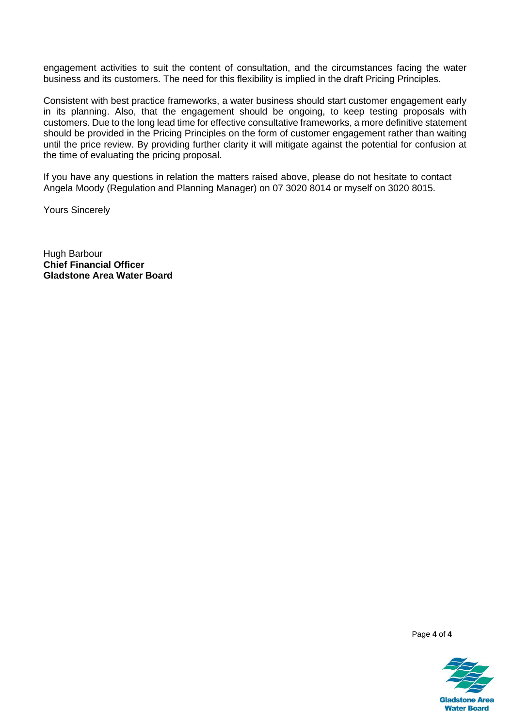engagement activities to suit the content of consultation, and the circumstances facing the water business and its customers. The need for this flexibility is implied in the draft Pricing Principles.

Consistent with best practice frameworks, a water business should start customer engagement early in its planning. Also, that the engagement should be ongoing, to keep testing proposals with customers. Due to the long lead time for effective consultative frameworks, a more definitive statement should be provided in the Pricing Principles on the form of customer engagement rather than waiting until the price review. By providing further clarity it will mitigate against the potential for confusion at the time of evaluating the pricing proposal.

If you have any questions in relation the matters raised above, please do not hesitate to contact Angela Moody (Regulation and Planning Manager) on 07 3020 8014 or myself on 3020 8015.

Yours Sincerely

Hugh Barbour
**Chief Financial Officer**
**Gladstone Area Water Board**